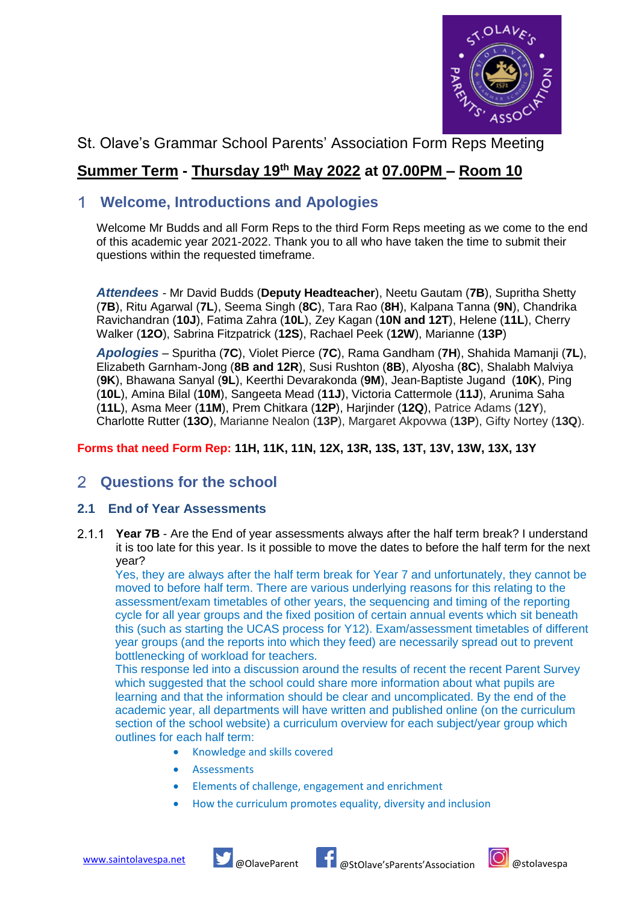St. Olave's Grammar School Parents' Association Form Reps Meeting

**Summer Term - Thursday 19th May 2022 at 07.00PM – Room 10**

# 1 Welcome, Introductions and Apologies

Welcome Mr Budds and all Form Reps to the third Form Reps meeting as we come to the end of this academic year 2021-2022. Thank you to all who have taken the time to submit their questions within the requested timeframe.

***Attendees*** - Mr David Budds (**Deputy Headteacher**), Neetu Gautam (**7B**), Supritha Shetty (**7B**), Ritu Agarwal (**7L**), Seema Singh (**8C**), Tara Rao (**8H**), Kalpana Tanna (**9N**), Chandrika Ravichandran (**10J**), Fatima Zahra (**10L**), Zey Kagan (**10N and 12T**), Helene (**11L**), Cherry Walker (**12O**), Sabrina Fitzpatrick (**12S**), Rachael Peek (**12W**), Marianne (**13P**)

***Apologies*** – Spuritha (**7C**), Violet Pierce (**7C**), Rama Gandham (**7H**), Shahida Mamanji (**7L**), Elizabeth Garnham-Jong (**8B and 12R**), Susi Rushton (**8B**), Alyosha (**8C**), Shalabh Malviya (**9K**), Bhawana Sanyal (**9L**), Keerthi Devarakonda (**9M**), Jean-Baptiste Jugand (**10K**), Ping (**10L**), Amina Bilal (**10M**), Sangeeta Mead (**11J**), Victoria Cattermole (**11J**), Arunima Saha (**11L**), Asma Meer (**11M**), Prem Chitkara (**12P**), Harjinder (**12Q**), Patrice Adams (**12Y**), Charlotte Rutter (**13O**), Marianne Nealon (**13P**), Margaret Akpovwa (**13P**), Gifty Nortey (**13Q**).

**Forms that need Form Rep: 11H, 11K, 11N, 12X, 13R, 13S, 13T, 13V, 13W, 13X, 13Y**

# 2 Questions for the school

## 2.1 End of Year Assessments

### 2.1.1 **Year 7B** - Are the End of year assessments always after the half term break? I understand it is too late for this year. Is it possible to move the dates to before the half term for the next year?

Yes, they are always after the half term break for Year 7 and unfortunately, they cannot be moved to before half term. There are various underlying reasons for this relating to the assessment/exam timetables of other years, the sequencing and timing of the reporting cycle for all year groups and the fixed position of certain annual events which sit beneath this (such as starting the UCAS process for Y12). Exam/assessment timetables of different year groups (and the reports into which they feed) are necessarily spread out to prevent bottlenecking of workload for teachers.

This response led into a discussion around the results of recent the recent Parent Survey which suggested that the school could share more information about what pupils are learning and that the information should be clear and uncomplicated. By the end of the academic year, all departments will have written and published online (on the curriculum section of the school website) a curriculum overview for each subject/year group which outlines for each half term:

- Knowledge and skills covered
- Assessments
- Elements of challenge, engagement and enrichment
- How the curriculum promotes equality, diversity and inclusion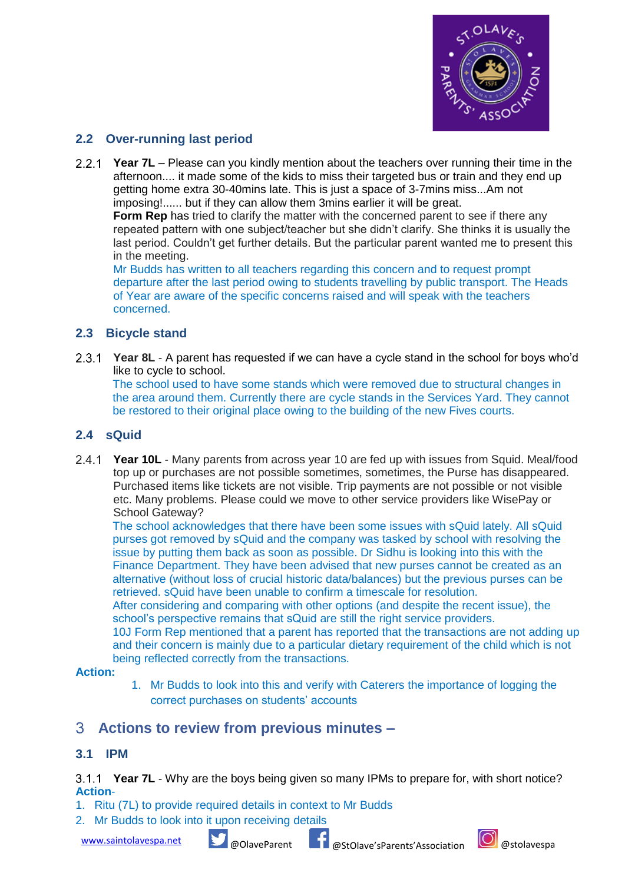### 2.2 Over-running last period

2.2.1 **Year 7L** – Please can you kindly mention about the teachers over running their time in the afternoon.... it made some of the kids to miss their targeted bus or train and they end up getting home extra 30-40mins late. This is just a space of 3-7mins miss...Am not imposing!...... but if they can allow them 3mins earlier it will be great.
**Form Rep** has tried to clarify the matter with the concerned parent to see if there any repeated pattern with one subject/teacher but she didn't clarify. She thinks it is usually the last period. Couldn't get further details. But the particular parent wanted me to present this in the meeting.
Mr Budds has written to all teachers regarding this concern and to request prompt departure after the last period owing to students travelling by public transport. The Heads of Year are aware of the specific concerns raised and will speak with the teachers concerned.

### 2.3 Bicycle stand

2.3.1 **Year 8L** - A parent has requested if we can have a cycle stand in the school for boys who'd like to cycle to school.
The school used to have some stands which were removed due to structural changes in the area around them. Currently there are cycle stands in the Services Yard. They cannot be restored to their original place owing to the building of the new Fives courts.

### 2.4 sQuid

2.4.1 **Year 10L** - Many parents from across year 10 are fed up with issues from Squid. Meal/food top up or purchases are not possible sometimes, sometimes, the Purse has disappeared. Purchased items like tickets are not visible. Trip payments are not possible or not visible etc. Many problems. Please could we move to other service providers like WisePay or School Gateway?
The school acknowledges that there have been some issues with sQuid lately. All sQuid purses got removed by sQuid and the company was tasked by school with resolving the issue by putting them back as soon as possible. Dr Sidhu is looking into this with the Finance Department. They have been advised that new purses cannot be created as an alternative (without loss of crucial historic data/balances) but the previous purses can be retrieved. sQuid have been unable to confirm a timescale for resolution.
After considering and comparing with other options (and despite the recent issue), the school's perspective remains that sQuid are still the right service providers.
10J Form Rep mentioned that a parent has reported that the transactions are not adding up and their concern is mainly due to a particular dietary requirement of the child which is not being reflected correctly from the transactions.

**Action:**

1. Mr Budds to look into this and verify with Caterers the importance of logging the correct purchases on students' accounts

## 3 Actions to review from previous minutes –

### 3.1 IPM

3.1.1 **Year 7L** - Why are the boys being given so many IPMs to prepare for, with short notice?

**Action**-

1. Ritu (7L) to provide required details in context to Mr Budds
2. Mr Budds to look into it upon receiving details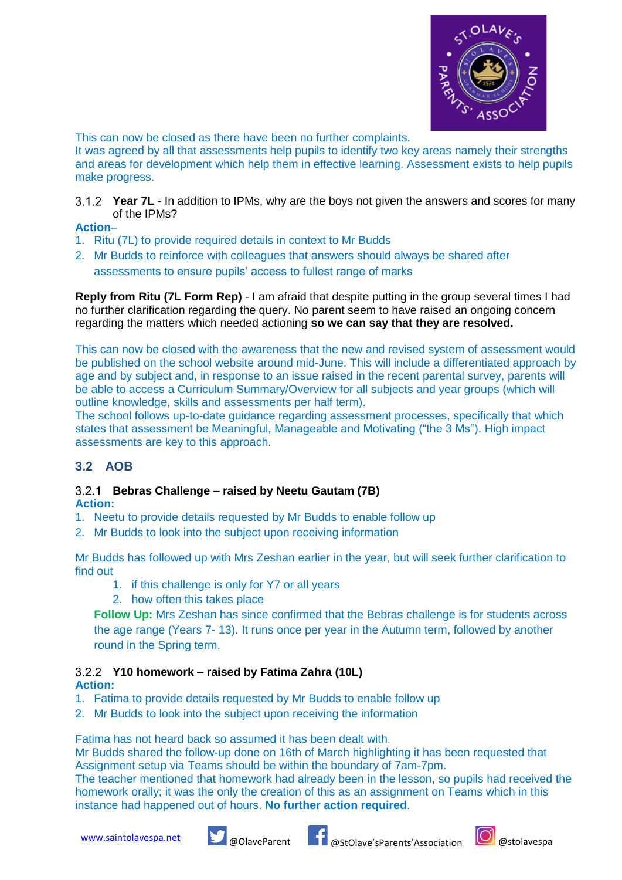This can now be closed as there have been no further complaints.
It was agreed by all that assessments help pupils to identify two key areas namely their strengths and areas for development which help them in effective learning. Assessment exists to help pupils make progress.

3.1.2 **Year 7L** - In addition to IPMs, why are the boys not given the answers and scores for many of the IPMs?

**Action**–

1. Ritu (7L) to provide required details in context to Mr Budds
2. Mr Budds to reinforce with colleagues that answers should always be shared after assessments to ensure pupils' access to fullest range of marks

**Reply from Ritu (7L Form Rep)** - I am afraid that despite putting in the group several times I had no further clarification regarding the query. No parent seem to have raised an ongoing concern regarding the matters which needed actioning **so we can say that they are resolved.**

This can now be closed with the awareness that the new and revised system of assessment would be published on the school website around mid-June. This will include a differentiated approach by age and by subject and, in response to an issue raised in the recent parental survey, parents will be able to access a Curriculum Summary/Overview for all subjects and year groups (which will outline knowledge, skills and assessments per half term).
The school follows up-to-date guidance regarding assessment processes, specifically that which states that assessment be Meaningful, Manageable and Motivating ("the 3 Ms"). High impact assessments are key to this approach.

## 3.2 AOB

### 3.2.1 Bebras Challenge – raised by Neetu Gautam (7B)

**Action:**

1. Neetu to provide details requested by Mr Budds to enable follow up
2. Mr Budds to look into the subject upon receiving information

Mr Budds has followed up with Mrs Zeshan earlier in the year, but will seek further clarification to find out

1. if this challenge is only for Y7 or all years
2. how often this takes place

**Follow Up:** Mrs Zeshan has since confirmed that the Bebras challenge is for students across the age range (Years 7- 13). It runs once per year in the Autumn term, followed by another round in the Spring term.

### 3.2.2 Y10 homework – raised by Fatima Zahra (10L)

**Action:**

1. Fatima to provide details requested by Mr Budds to enable follow up
2. Mr Budds to look into the subject upon receiving the information

Fatima has not heard back so assumed it has been dealt with.
Mr Budds shared the follow-up done on 16th of March highlighting it has been requested that Assignment setup via Teams should be within the boundary of 7am-7pm.
The teacher mentioned that homework had already been in the lesson, so pupils had received the homework orally; it was the only the creation of this as an assignment on Teams which in this instance had happened out of hours. **No further action required**.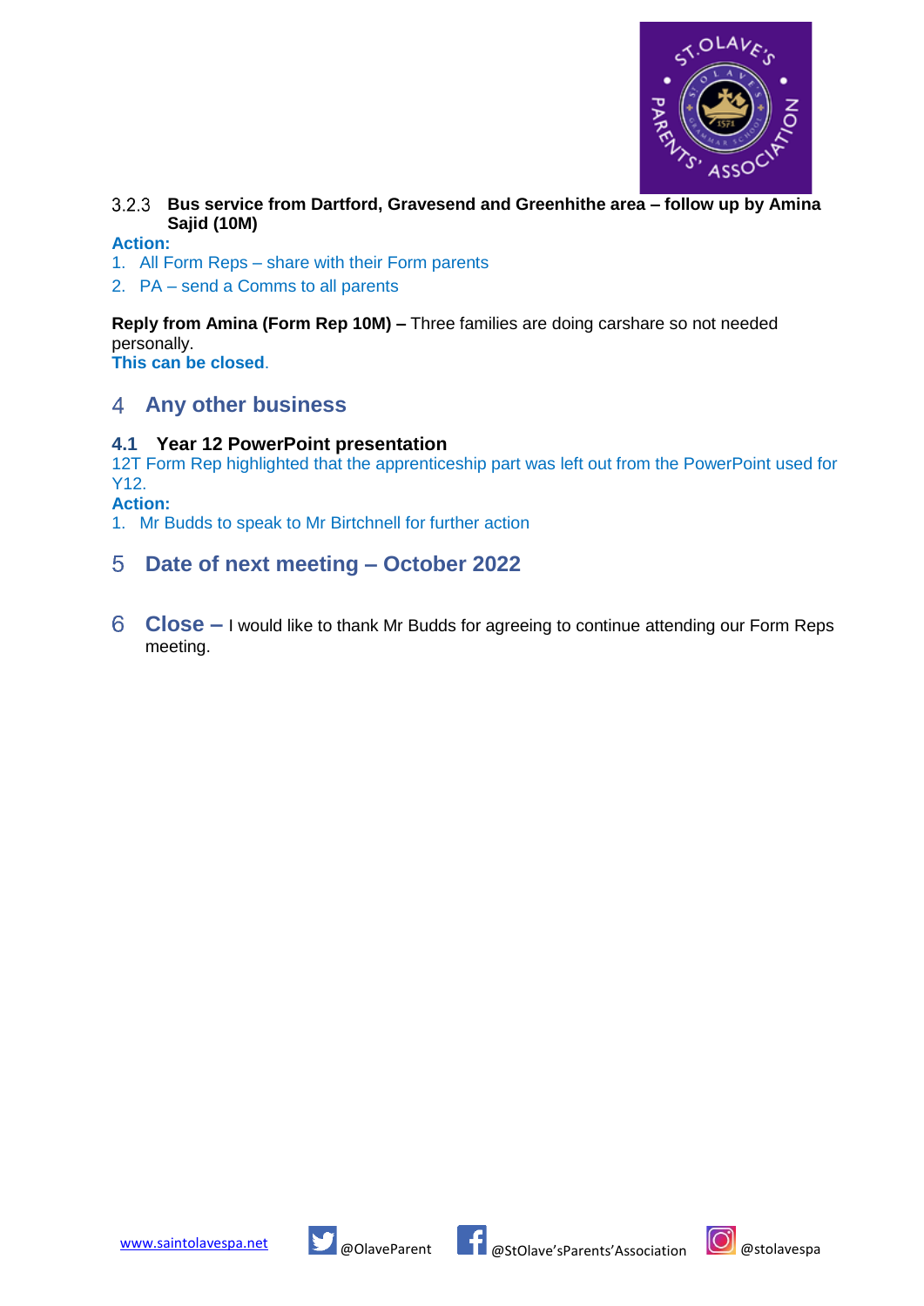#### 3.2.3 Bus service from Dartford, Gravesend and Greenhithe area – follow up by Amina Sajid (10M)

**Action:**

1. All Form Reps – share with their Form parents
2. PA – send a Comms to all parents

**Reply from Amina (Form Rep 10M) –** Three families are doing carshare so not needed personally.

**This can be closed**.

## 4 Any other business

### 4.1 Year 12 PowerPoint presentation

12T Form Rep highlighted that the apprenticeship part was left out from the PowerPoint used for Y12.

**Action:**

1. Mr Budds to speak to Mr Birtchnell for further action

## 5 Date of next meeting – October 2022

## 6 Close – I would like to thank Mr Budds for agreeing to continue attending our Form Reps meeting.

www.saintolavespa.net @OlaveParent @StOlave'sParents'Association @stolavespa